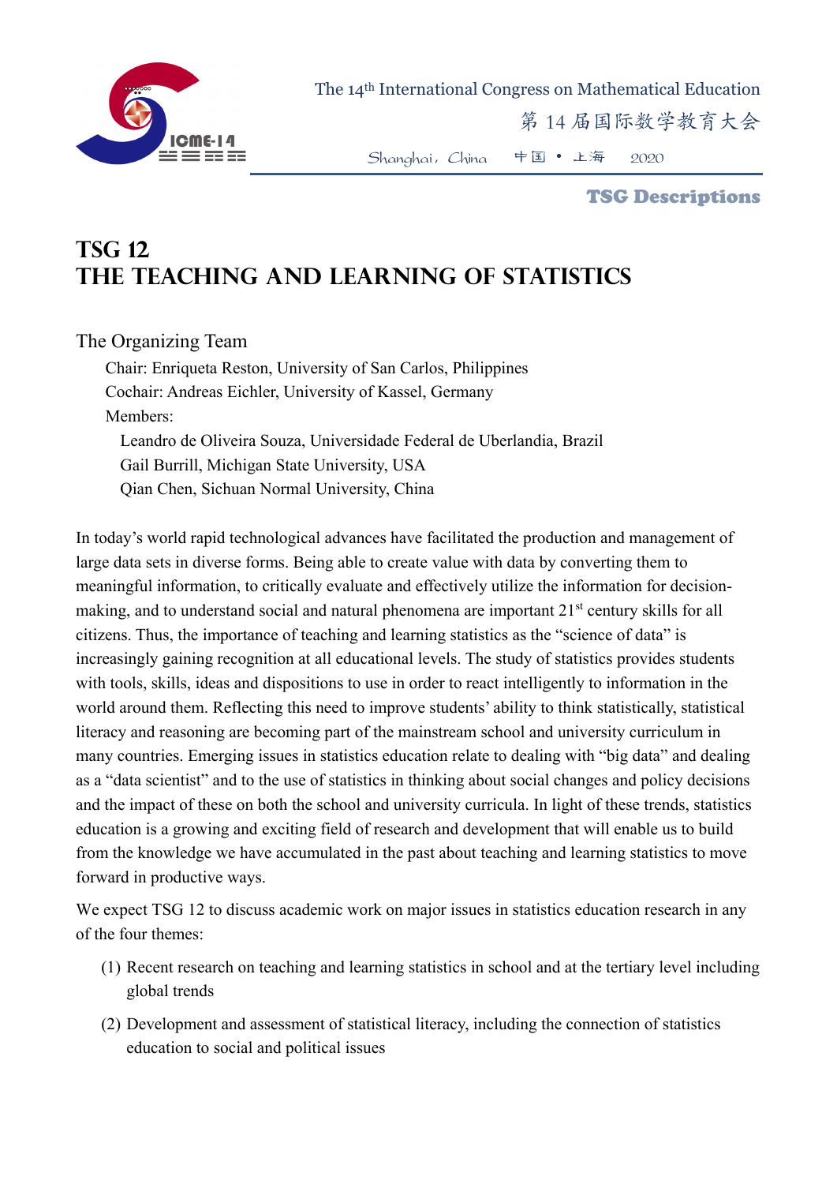# TSG 12
# THE TEACHING AND LEARNING OF STATISTICS

The Organizing Team

Chair: Enriqueta Reston, University of San Carlos, Philippines

Cochair: Andreas Eichler, University of Kassel, Germany

Members:

Leandro de Oliveira Souza, Universidade Federal de Uberlandia, Brazil

Gail Burrill, Michigan State University, USA

Qian Chen, Sichuan Normal University, China

In today's world rapid technological advances have facilitated the production and management of large data sets in diverse forms. Being able to create value with data by converting them to meaningful information, to critically evaluate and effectively utilize the information for decision-making, and to understand social and natural phenomena are important 21st century skills for all citizens. Thus, the importance of teaching and learning statistics as the "science of data" is increasingly gaining recognition at all educational levels. The study of statistics provides students with tools, skills, ideas and dispositions to use in order to react intelligently to information in the world around them. Reflecting this need to improve students' ability to think statistically, statistical literacy and reasoning are becoming part of the mainstream school and university curriculum in many countries. Emerging issues in statistics education relate to dealing with "big data" and dealing as a "data scientist" and to the use of statistics in thinking about social changes and policy decisions and the impact of these on both the school and university curricula. In light of these trends, statistics education is a growing and exciting field of research and development that will enable us to build from the knowledge we have accumulated in the past about teaching and learning statistics to move forward in productive ways.

We expect TSG 12 to discuss academic work on major issues in statistics education research in any of the four themes:

(1) Recent research on teaching and learning statistics in school and at the tertiary level including global trends

(2) Development and assessment of statistical literacy, including the connection of statistics education to social and political issues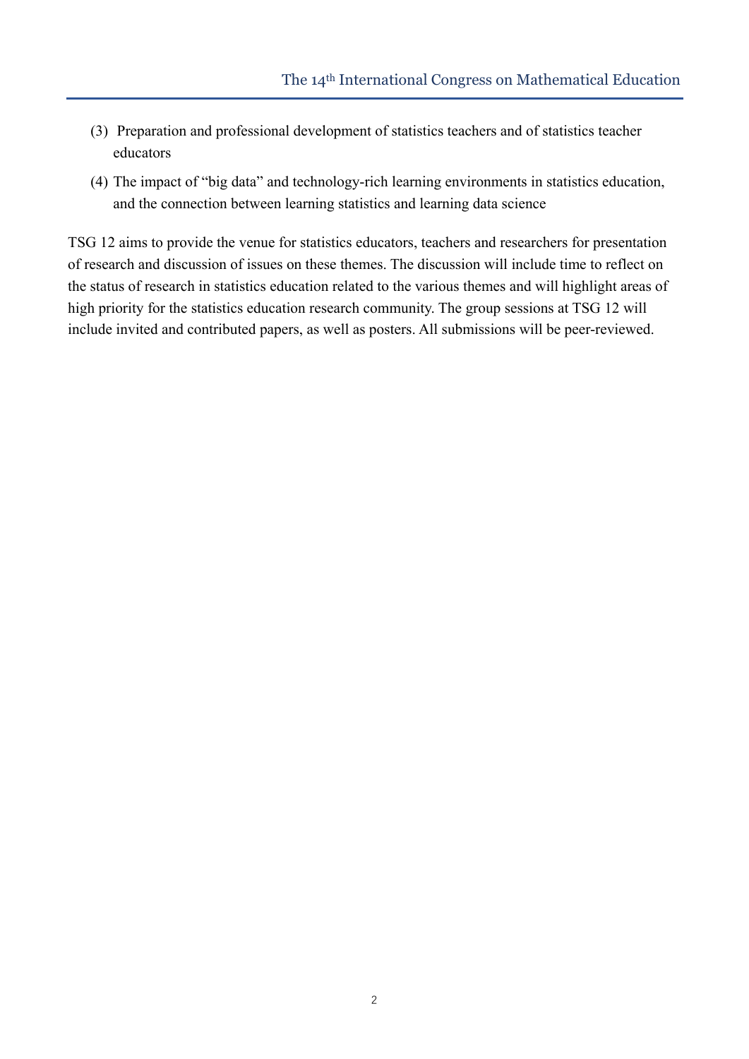(3) Preparation and professional development of statistics teachers and of statistics teacher educators

(4) The impact of "big data" and technology-rich learning environments in statistics education, and the connection between learning statistics and learning data science

TSG 12 aims to provide the venue for statistics educators, teachers and researchers for presentation of research and discussion of issues on these themes. The discussion will include time to reflect on the status of research in statistics education related to the various themes and will highlight areas of high priority for the statistics education research community. The group sessions at TSG 12 will include invited and contributed papers, as well as posters. All submissions will be peer-reviewed.